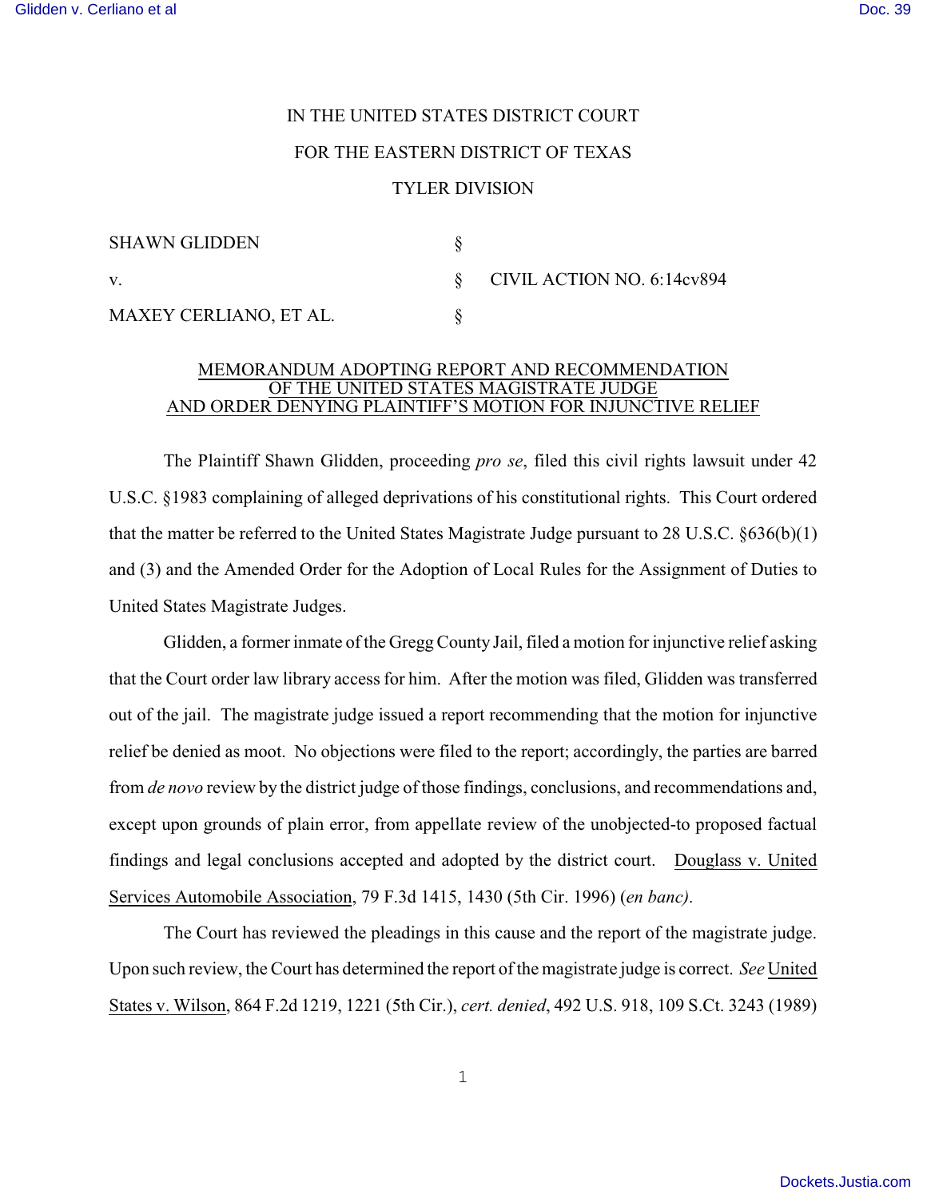IN THE UNITED STATES DISTRICT COURT

FOR THE EASTERN DISTRICT OF TEXAS

TYLER DIVISION

| | | |
|---|---|---|
| SHAWN GLIDDEN | § | |
| v. | § | CIVIL ACTION NO. 6:14cv894 |
| MAXEY CERLIANO, ET AL. | § | |

MEMORANDUM ADOPTING REPORT AND RECOMMENDATION OF THE UNITED STATES MAGISTRATE JUDGE AND ORDER DENYING PLAINTIFF'S MOTION FOR INJUNCTIVE RELIEF

The Plaintiff Shawn Glidden, proceeding *pro se*, filed this civil rights lawsuit under 42 U.S.C. §1983 complaining of alleged deprivations of his constitutional rights. This Court ordered that the matter be referred to the United States Magistrate Judge pursuant to 28 U.S.C. §636(b)(1) and (3) and the Amended Order for the Adoption of Local Rules for the Assignment of Duties to United States Magistrate Judges.

Glidden, a former inmate of the Gregg County Jail, filed a motion for injunctive relief asking that the Court order law library access for him. After the motion was filed, Glidden was transferred out of the jail. The magistrate judge issued a report recommending that the motion for injunctive relief be denied as moot. No objections were filed to the report; accordingly, the parties are barred from *de novo* review by the district judge of those findings, conclusions, and recommendations and, except upon grounds of plain error, from appellate review of the unobjected-to proposed factual findings and legal conclusions accepted and adopted by the district court. Douglass v. United Services Automobile Association, 79 F.3d 1415, 1430 (5th Cir. 1996) (*en banc).*

The Court has reviewed the pleadings in this cause and the report of the magistrate judge. Upon such review, the Court has determined the report of the magistrate judge is correct. *See* United States v. Wilson, 864 F.2d 1219, 1221 (5th Cir.), *cert. denied*, 492 U.S. 918, 109 S.Ct. 3243 (1989)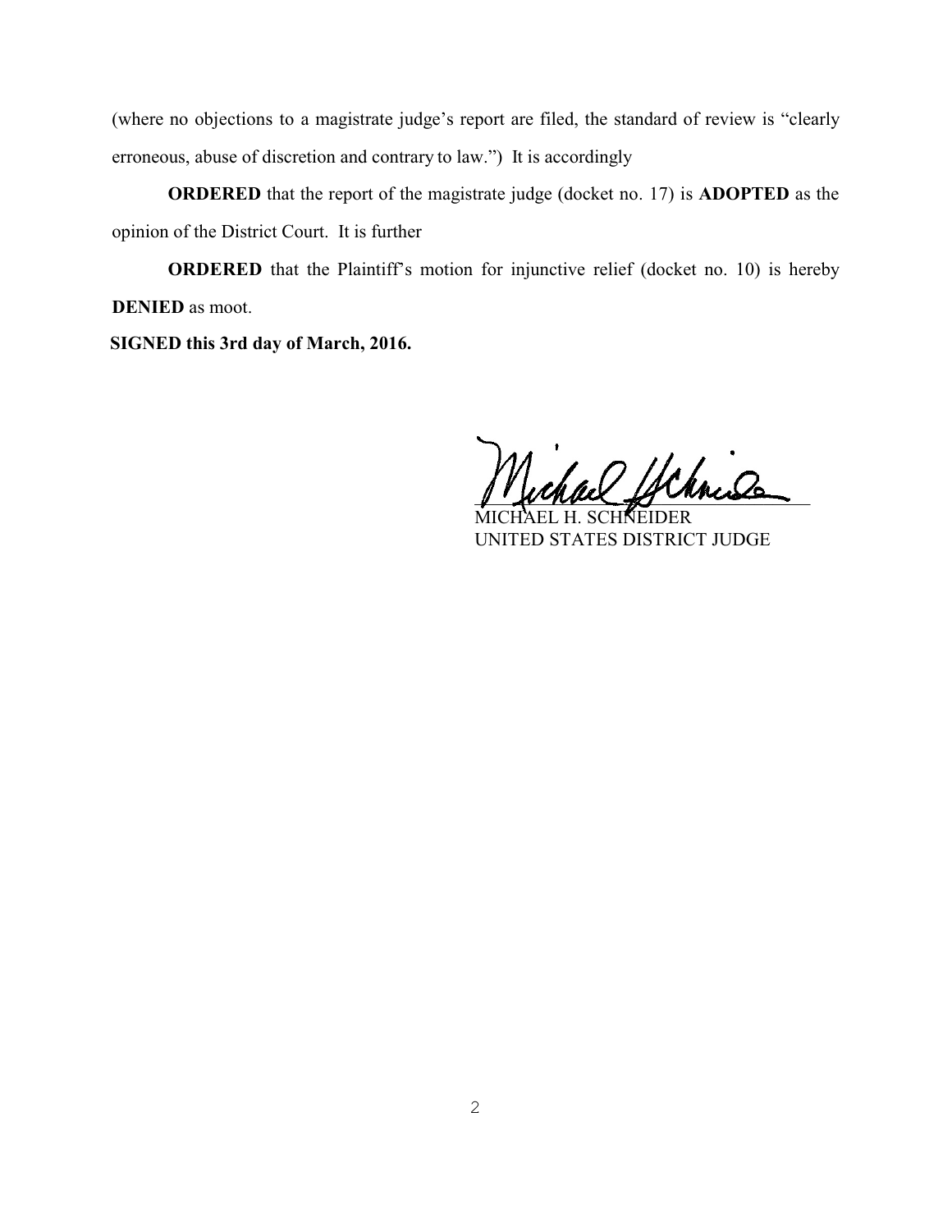(where no objections to a magistrate judge's report are filed, the standard of review is "clearly erroneous, abuse of discretion and contrary to law.") It is accordingly

**ORDERED** that the report of the magistrate judge (docket no. 17) is **ADOPTED** as the opinion of the District Court. It is further

**ORDERED** that the Plaintiff's motion for injunctive relief (docket no. 10) is hereby **DENIED** as moot.

**SIGNED this 3rd day of March, 2016.**

MICHAEL H. SCHNEIDER
UNITED STATES DISTRICT JUDGE